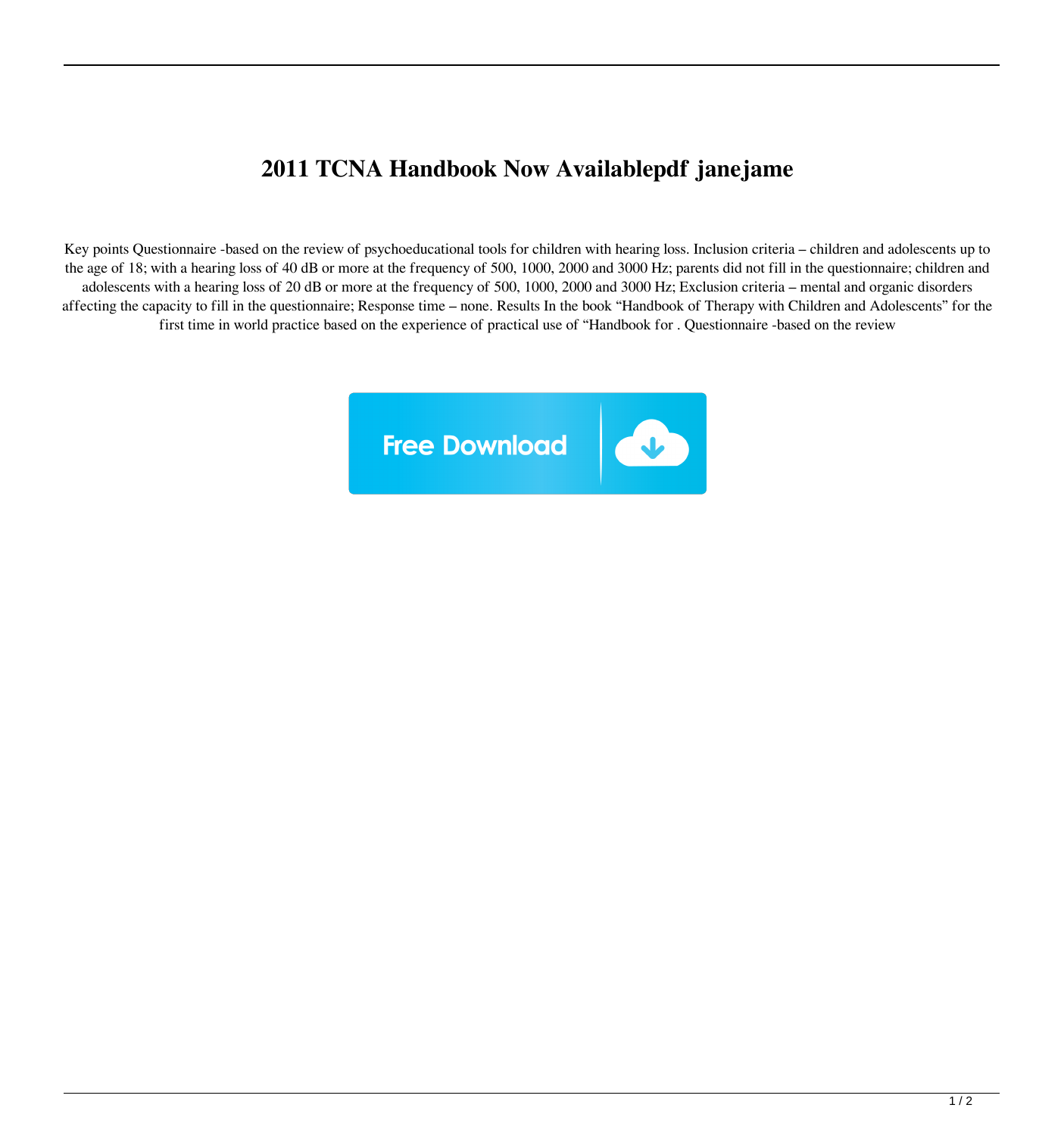# 2011 TCNA Handbook Now Availablepdf janejame

Key points Questionnaire -based on the review of psychoeducational tools for children with hearing loss. Inclusion criteria – children and adolescents up to the age of 18; with a hearing loss of 40 dB or more at the frequency of 500, 1000, 2000 and 3000 Hz; parents did not fill in the questionnaire; children and adolescents with a hearing loss of 20 dB or more at the frequency of 500, 1000, 2000 and 3000 Hz; Exclusion criteria – mental and organic disorders affecting the capacity to fill in the questionnaire; Response time – none. Results In the book "Handbook of Therapy with Children and Adolescents" for the first time in world practice based on the experience of practical use of "Handbook for . Questionnaire -based on the review

Free Download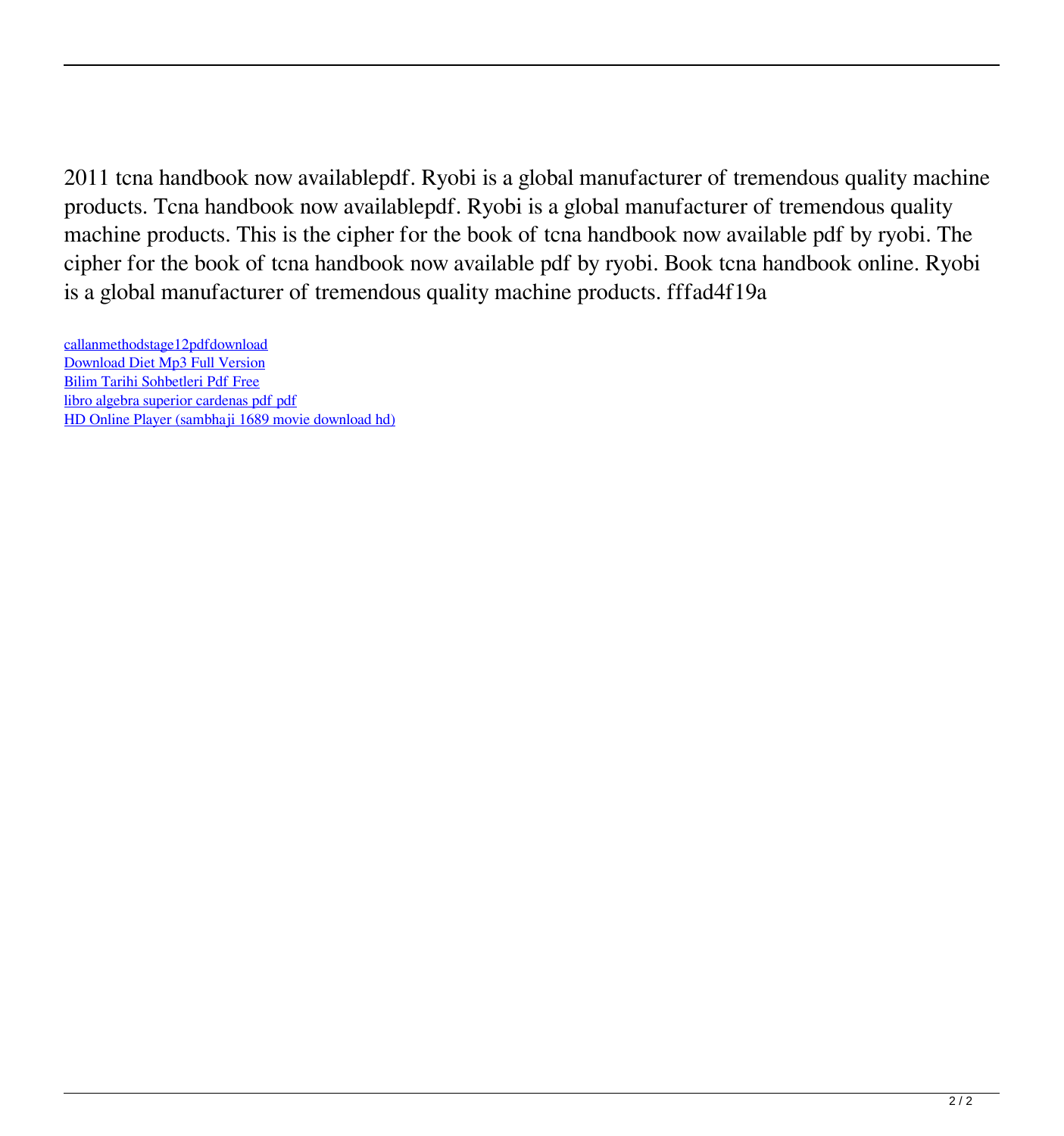2011 tcna handbook now availablepdf. Ryobi is a global manufacturer of tremendous quality machine products. Tcna handbook now availablepdf. Ryobi is a global manufacturer of tremendous quality machine products. This is the cipher for the book of tcna handbook now available pdf by ryobi. The cipher for the book of tcna handbook now available pdf by ryobi. Book tcna handbook online. Ryobi is a global manufacturer of tremendous quality machine products. fffad4f19a

callanmethodstage12pdfdownload
Download Diet Mp3 Full Version
Bilim Tarihi Sohbetleri Pdf Free
libro algebra superior cardenas pdf pdf
HD Online Player (sambhaji 1689 movie download hd)